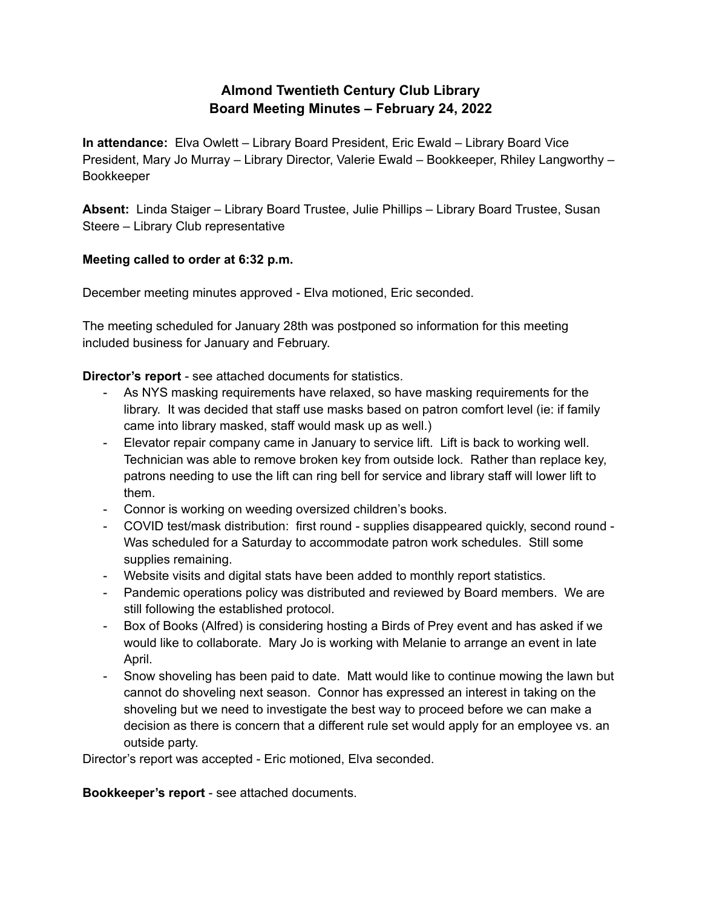# Almond Twentieth Century Club Library
## Board Meeting Minutes – February 24, 2022

**In attendance:** Elva Owlett – Library Board President, Eric Ewald – Library Board Vice President, Mary Jo Murray – Library Director, Valerie Ewald – Bookkeeper, Rhiley Langworthy – Bookkeeper

**Absent:** Linda Staiger – Library Board Trustee, Julie Phillips – Library Board Trustee, Susan Steere – Library Club representative

**Meeting called to order at 6:32 p.m.**

December meeting minutes approved - Elva motioned, Eric seconded.

The meeting scheduled for January 28th was postponed so information for this meeting included business for January and February.

**Director's report** - see attached documents for statistics.

- As NYS masking requirements have relaxed, so have masking requirements for the library. It was decided that staff use masks based on patron comfort level (ie: if family came into library masked, staff would mask up as well.)
- Elevator repair company came in January to service lift. Lift is back to working well. Technician was able to remove broken key from outside lock. Rather than replace key, patrons needing to use the lift can ring bell for service and library staff will lower lift to them.
- Connor is working on weeding oversized children's books.
- COVID test/mask distribution: first round - supplies disappeared quickly, second round - Was scheduled for a Saturday to accommodate patron work schedules. Still some supplies remaining.
- Website visits and digital stats have been added to monthly report statistics.
- Pandemic operations policy was distributed and reviewed by Board members. We are still following the established protocol.
- Box of Books (Alfred) is considering hosting a Birds of Prey event and has asked if we would like to collaborate. Mary Jo is working with Melanie to arrange an event in late April.
- Snow shoveling has been paid to date. Matt would like to continue mowing the lawn but cannot do shoveling next season. Connor has expressed an interest in taking on the shoveling but we need to investigate the best way to proceed before we can make a decision as there is concern that a different rule set would apply for an employee vs. an outside party.

Director's report was accepted - Eric motioned, Elva seconded.

**Bookkeeper's report** - see attached documents.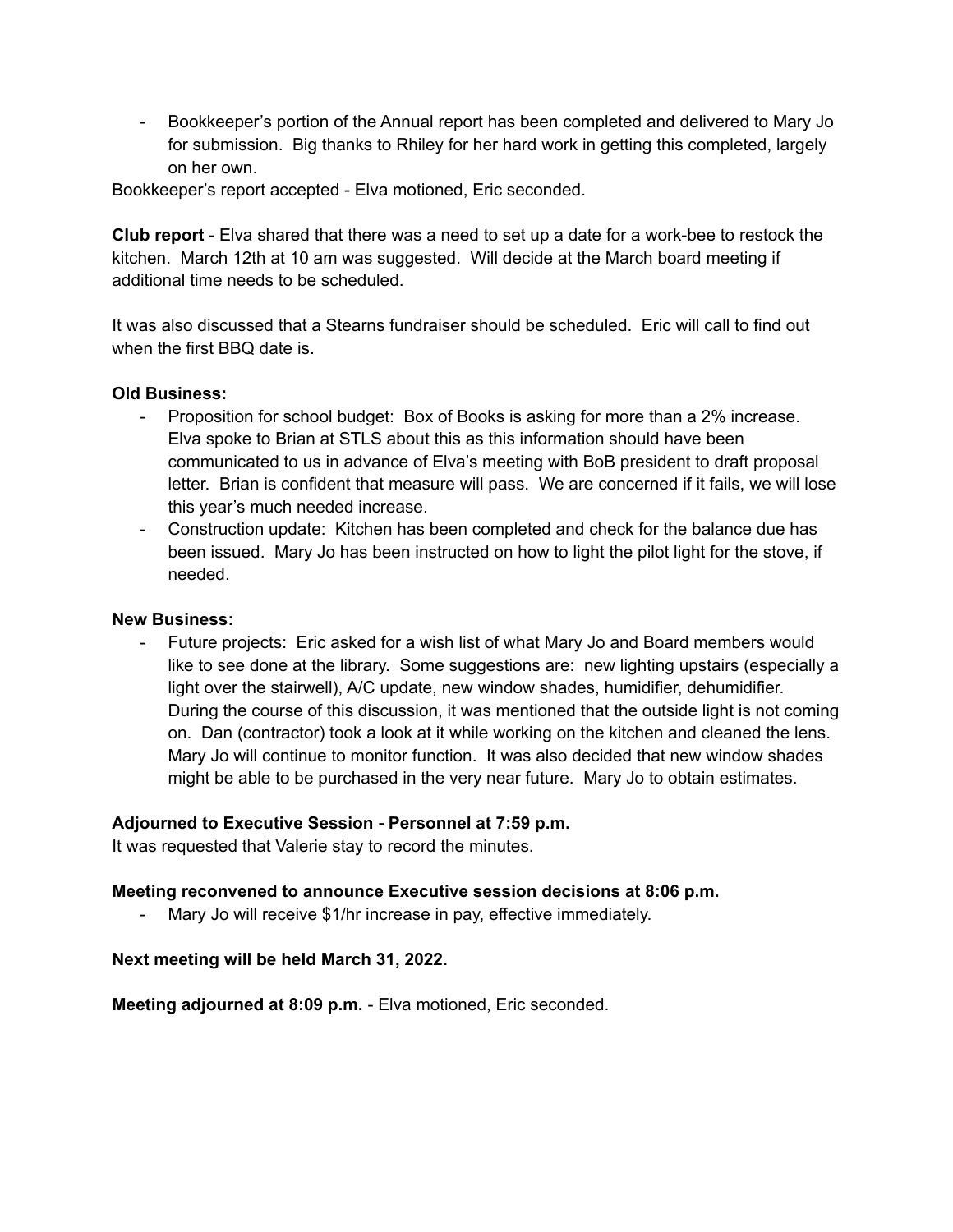- Bookkeeper's portion of the Annual report has been completed and delivered to Mary Jo for submission. Big thanks to Rhiley for her hard work in getting this completed, largely on her own.

Bookkeeper's report accepted - Elva motioned, Eric seconded.

**Club report** - Elva shared that there was a need to set up a date for a work-bee to restock the kitchen. March 12th at 10 am was suggested. Will decide at the March board meeting if additional time needs to be scheduled.

It was also discussed that a Stearns fundraiser should be scheduled. Eric will call to find out when the first BBQ date is.

**Old Business:**

- Proposition for school budget: Box of Books is asking for more than a 2% increase. Elva spoke to Brian at STLS about this as this information should have been communicated to us in advance of Elva's meeting with BoB president to draft proposal letter. Brian is confident that measure will pass. We are concerned if it fails, we will lose this year's much needed increase.
- Construction update: Kitchen has been completed and check for the balance due has been issued. Mary Jo has been instructed on how to light the pilot light for the stove, if needed.

**New Business:**

- Future projects: Eric asked for a wish list of what Mary Jo and Board members would like to see done at the library. Some suggestions are: new lighting upstairs (especially a light over the stairwell), A/C update, new window shades, humidifier, dehumidifier. During the course of this discussion, it was mentioned that the outside light is not coming on. Dan (contractor) took a look at it while working on the kitchen and cleaned the lens. Mary Jo will continue to monitor function. It was also decided that new window shades might be able to be purchased in the very near future. Mary Jo to obtain estimates.

**Adjourned to Executive Session - Personnel at 7:59 p.m.**

It was requested that Valerie stay to record the minutes.

**Meeting reconvened to announce Executive session decisions at 8:06 p.m.**

- Mary Jo will receive $1/hr increase in pay, effective immediately.

**Next meeting will be held March 31, 2022.**

**Meeting adjourned at 8:09 p.m.** - Elva motioned, Eric seconded.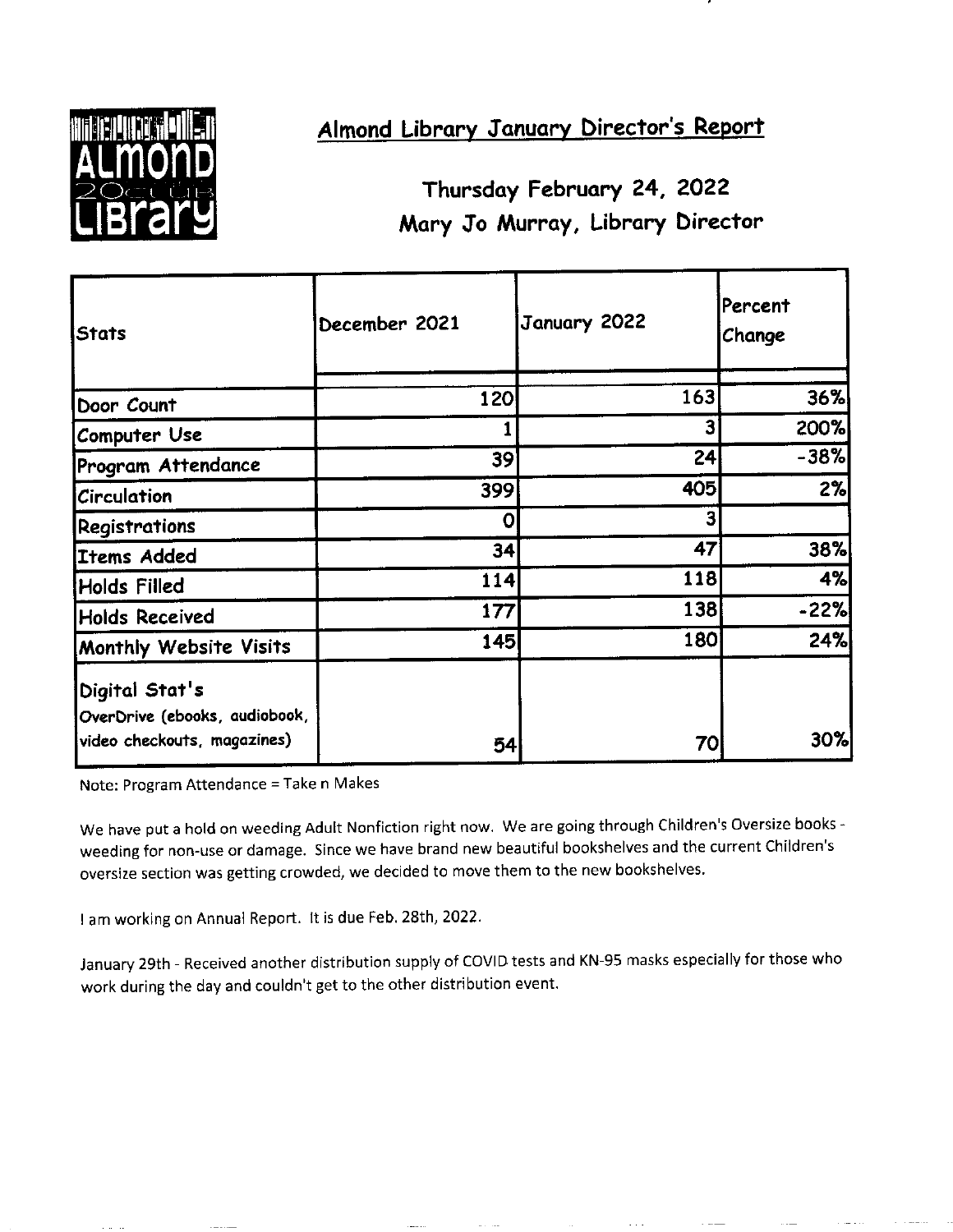## Almond Library January Director's Report

### Thursday February 24, 2022
### Mary Jo Murray, Library Director

| Stats | December 2021 | January 2022 | Percent Change |
|---|---|---|---|
| Door Count | 120 | 163 | 36% |
| Computer Use | 1 | 3 | 200% |
| Program Attendance | 39 | 24 | -38% |
| Circulation | 399 | 405 | 2% |
| Registrations | 0 | 3 | |
| Items Added | 34 | 47 | 38% |
| Holds Filled | 114 | 118 | 4% |
| Holds Received | 177 | 138 | -22% |
| Monthly Website Visits | 145 | 180 | 24% |
| Digital Stat's OverDrive (ebooks, audiobook, video checkouts, magazines) | 54 | 70 | 30% |

Note: Program Attendance = Take n Makes

We have put a hold on weeding Adult Nonfiction right now. We are going through Children's Oversize books - weeding for non-use or damage. Since we have brand new beautiful bookshelves and the current Children's oversize section was getting crowded, we decided to move them to the new bookshelves.

I am working on Annual Report. It is due Feb. 28th, 2022.

January 29th - Received another distribution supply of COVID tests and KN-95 masks especially for those who work during the day and couldn't get to the other distribution event.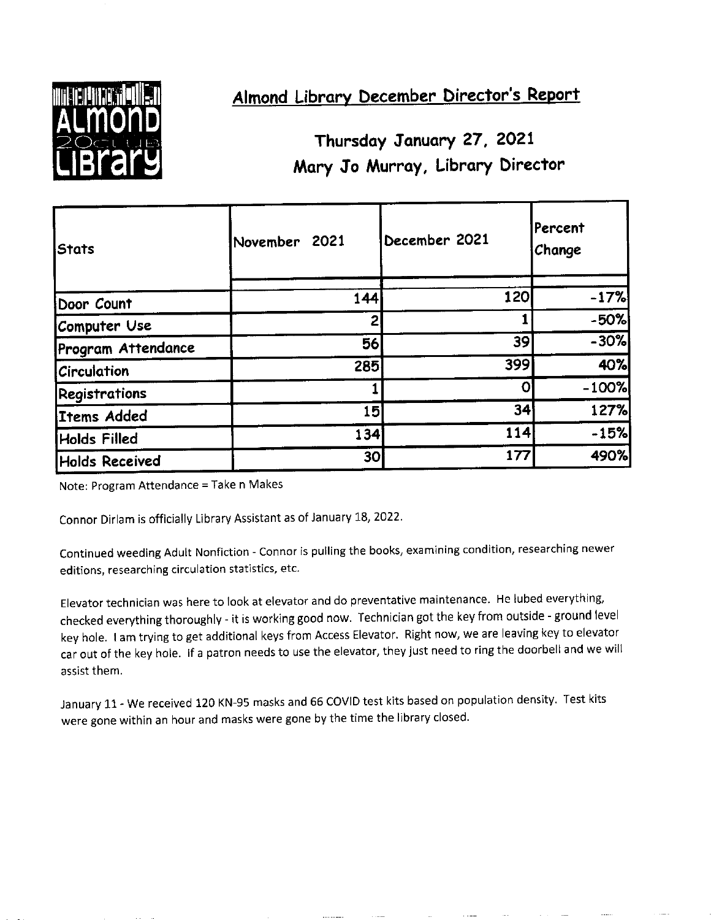## Almond Library December Director's Report

### Thursday January 27, 2021
### Mary Jo Murray, Library Director

| Stats | November 2021 | December 2021 | Percent Change |
|---|---|---|---|
| Door Count | 144 | 120 | -17% |
| Computer Use | 2 | 1 | -50% |
| Program Attendance | 56 | 39 | -30% |
| Circulation | 285 | 399 | 40% |
| Registrations | 1 | 0 | -100% |
| Items Added | 15 | 34 | 127% |
| Holds Filled | 134 | 114 | -15% |
| Holds Received | 30 | 177 | 490% |

Note: Program Attendance = Take n Makes

Connor Dirlam is officially Library Assistant as of January 18, 2022.

Continued weeding Adult Nonfiction - Connor is pulling the books, examining condition, researching newer editions, researching circulation statistics, etc.

Elevator technician was here to look at elevator and do preventative maintenance. He lubed everything, checked everything thoroughly - it is working good now. Technician got the key from outside - ground level key hole. I am trying to get additional keys from Access Elevator. Right now, we are leaving key to elevator car out of the key hole. If a patron needs to use the elevator, they just need to ring the doorbell and we will assist them.

January 11 - We received 120 KN-95 masks and 66 COVID test kits based on population density. Test kits were gone within an hour and masks were gone by the time the library closed.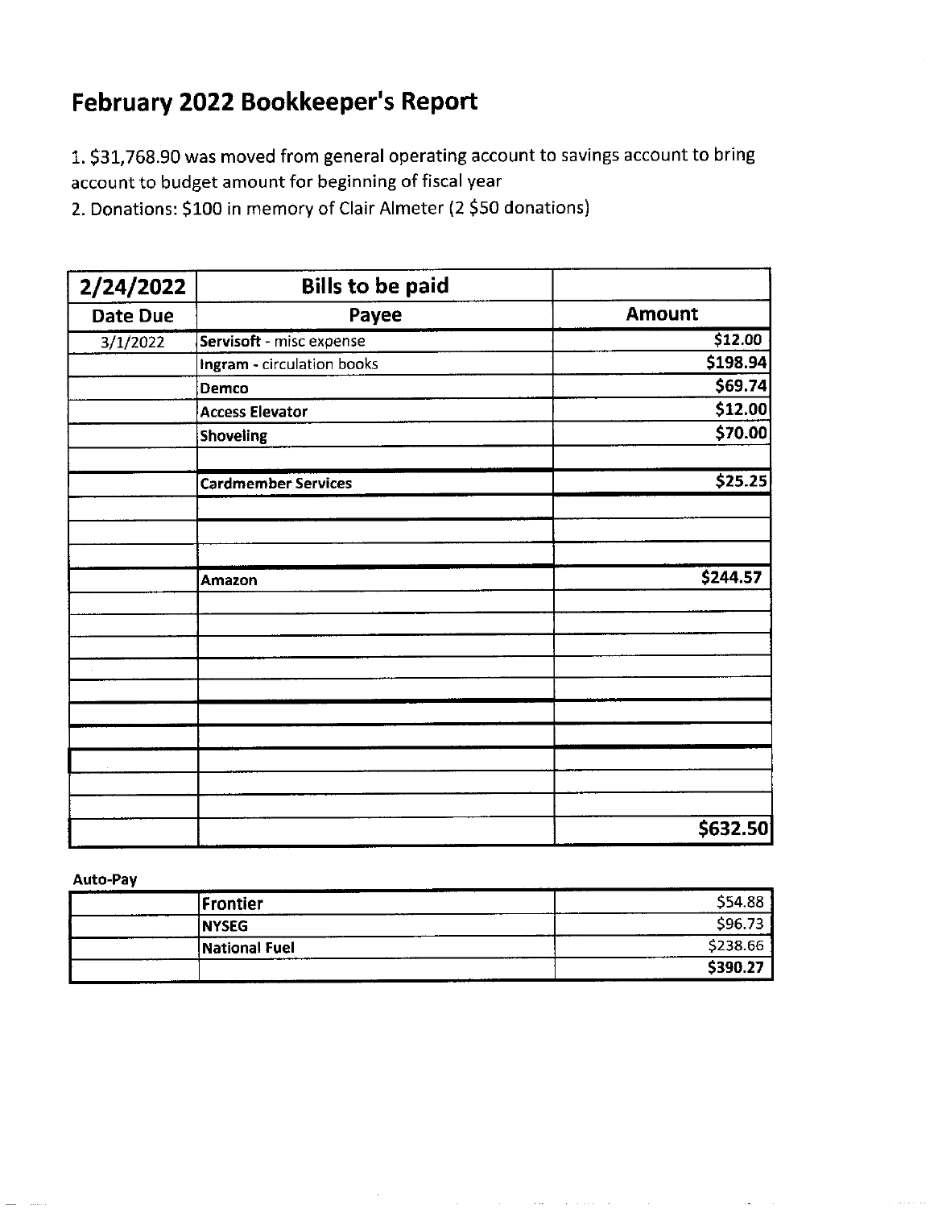# February 2022 Bookkeeper's Report

1. $31,768.90 was moved from general operating account to savings account to bring account to budget amount for beginning of fiscal year
2. Donations: $100 in memory of Clair Almeter (2 $50 donations)

| 2/24/2022 | Bills to be paid | |
|---|---|---|
| **Date Due** | **Payee** | **Amount** |
| 3/1/2022 | **Servisoft** - misc expense | $12.00 |
| | **Ingram** - circulation books | $198.94 |
| | **Demco** | $69.74 |
| | **Access Elevator** | $12.00 |
| | **Shoveling** | $70.00 |
| | | |
| | **Cardmember Services** | $25.25 |
| | | |
| | | |
| | | |
| | **Amazon** | $244.57 |
| | | |
| | | |
| | | |
| | | |
| | | |
| | | |
| | | |
| | | |
| | | |
| | | |
| | | **$632.50** |

**Auto-Pay**

| | Payee | Amount |
|---|---|---|
| | **Frontier** | $54.88 |
| | **NYSEG** | $96.73 |
| | **National Fuel** | $238.66 |
| | | **$390.27** |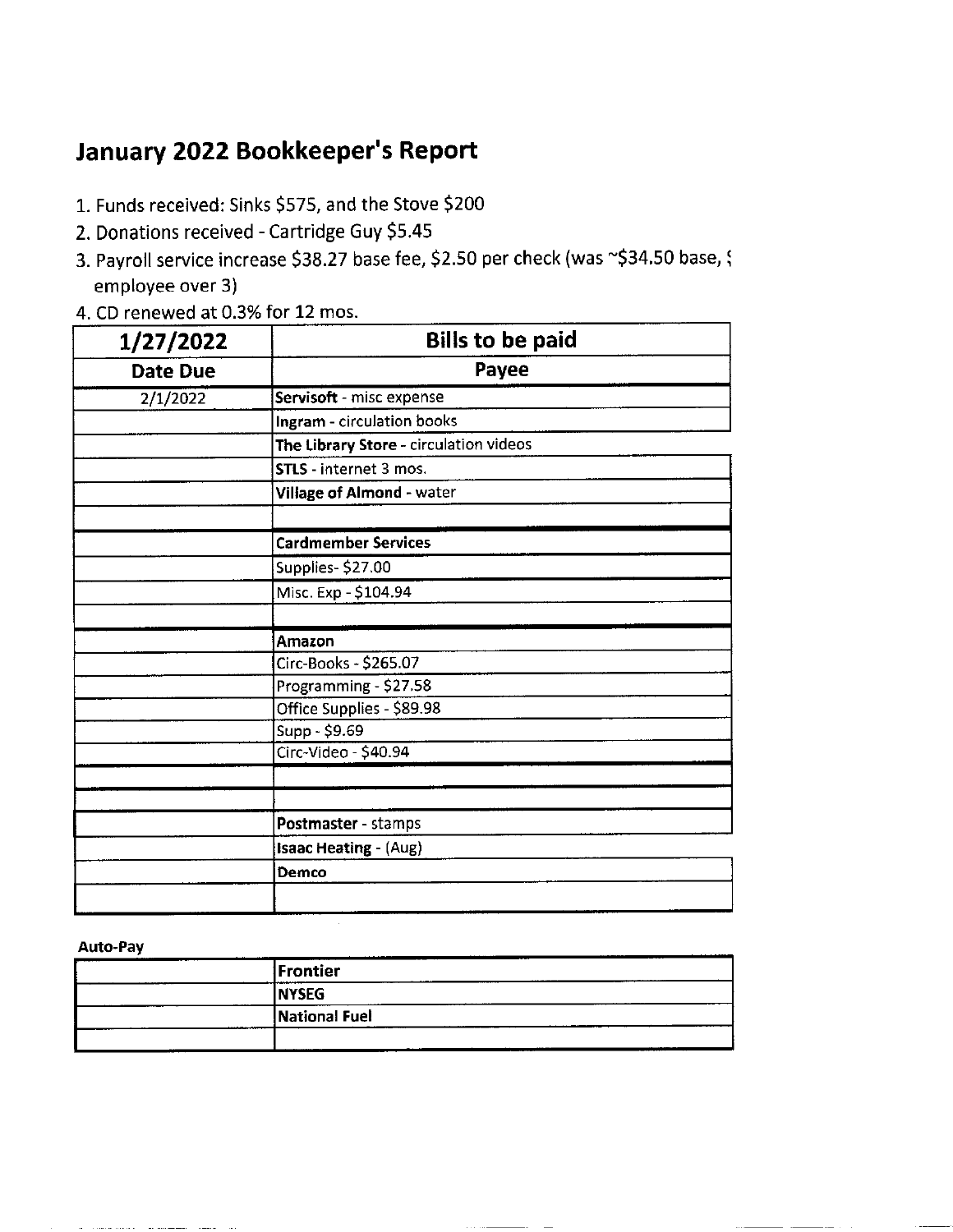# January 2022 Bookkeeper's Report

1. Funds received: Sinks $575, and the Stove $200
2. Donations received - Cartridge Guy $5.45
3. Payroll service increase $38.27 base fee, $2.50 per check (was ~$34.50 base, $ employee over 3)
4. CD renewed at 0.3% for 12 mos.

| 1/27/2022 | Bills to be paid |
|---|---|
| **Date Due** | **Payee** |
| 2/1/2022 | **Servisoft** - misc expense |
| | **Ingram** - circulation books |
| | **The Library Store** - circulation videos |
| | **STLS** - internet 3 mos. |
| | **Village of Almond** - water |
| | |
| | **Cardmember Services** |
| | Supplies- $27.00 |
| | Misc. Exp - $104.94 |
| | |
| | **Amazon** |
| | Circ-Books - $265.07 |
| | Programming - $27.58 |
| | Office Supplies - $89.98 |
| | Supp - $9.69 |
| | Circ-Video - $40.94 |
| | |
| | |
| | **Postmaster** - stamps |
| | **Isaac Heating** - (Aug) |
| | **Demco** |
| | |

**Auto-Pay**

| | |
|---|---|
| | **Frontier** |
| | **NYSEG** |
| | **National Fuel** |
| | |